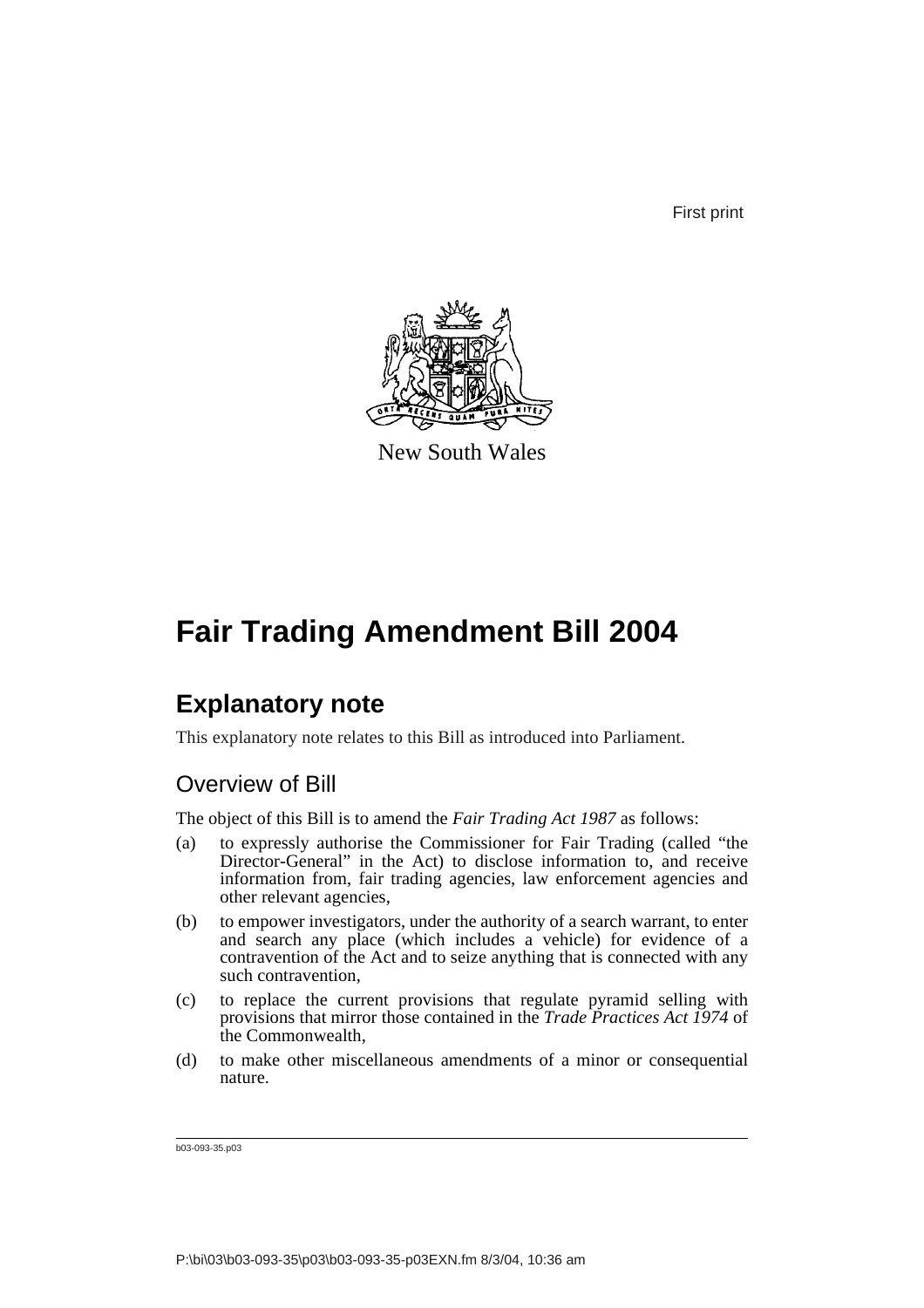First print

New South Wales

# Fair Trading Amendment Bill 2004

## Explanatory note

This explanatory note relates to this Bill as introduced into Parliament.

### Overview of Bill

The object of this Bill is to amend the *Fair Trading Act 1987* as follows:

(a) to expressly authorise the Commissioner for Fair Trading (called "the Director-General" in the Act) to disclose information to, and receive information from, fair trading agencies, law enforcement agencies and other relevant agencies,

(b) to empower investigators, under the authority of a search warrant, to enter and search any place (which includes a vehicle) for evidence of a contravention of the Act and to seize anything that is connected with any such contravention,

(c) to replace the current provisions that regulate pyramid selling with provisions that mirror those contained in the *Trade Practices Act 1974* of the Commonwealth,

(d) to make other miscellaneous amendments of a minor or consequential nature.

b03-093-35.p03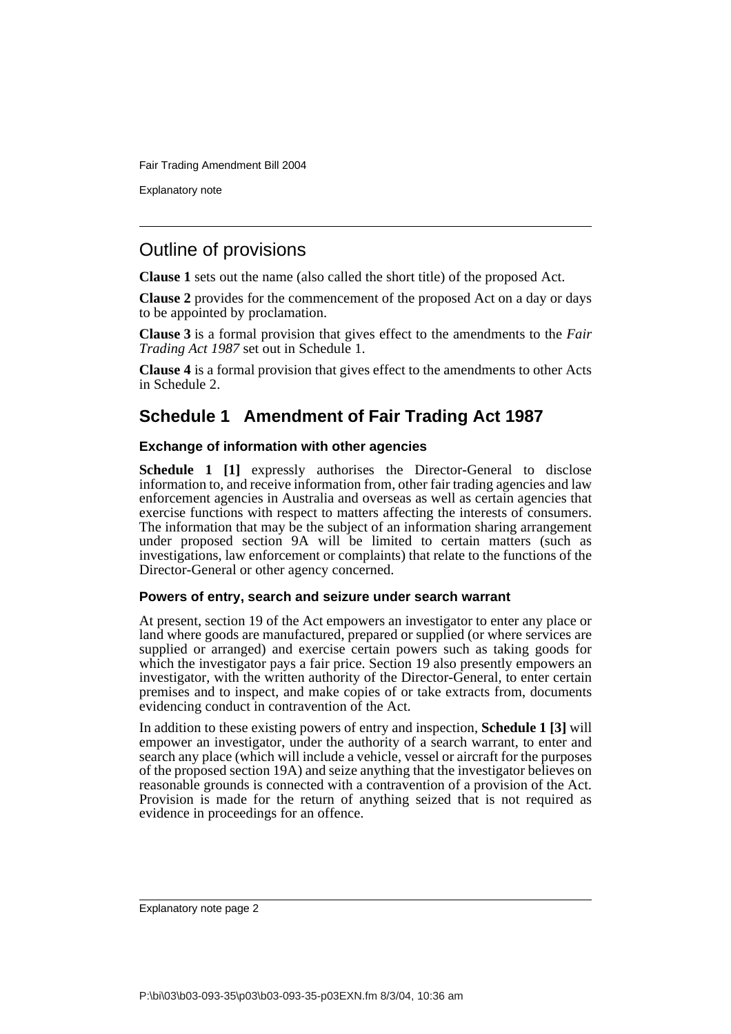## Outline of provisions

**Clause 1** sets out the name (also called the short title) of the proposed Act.

**Clause 2** provides for the commencement of the proposed Act on a day or days to be appointed by proclamation.

**Clause 3** is a formal provision that gives effect to the amendments to the *Fair Trading Act 1987* set out in Schedule 1.

**Clause 4** is a formal provision that gives effect to the amendments to other Acts in Schedule 2.

## Schedule 1 Amendment of Fair Trading Act 1987

### Exchange of information with other agencies

**Schedule 1 [1]** expressly authorises the Director-General to disclose information to, and receive information from, other fair trading agencies and law enforcement agencies in Australia and overseas as well as certain agencies that exercise functions with respect to matters affecting the interests of consumers. The information that may be the subject of an information sharing arrangement under proposed section 9A will be limited to certain matters (such as investigations, law enforcement or complaints) that relate to the functions of the Director-General or other agency concerned.

### Powers of entry, search and seizure under search warrant

At present, section 19 of the Act empowers an investigator to enter any place or land where goods are manufactured, prepared or supplied (or where services are supplied or arranged) and exercise certain powers such as taking goods for which the investigator pays a fair price. Section 19 also presently empowers an investigator, with the written authority of the Director-General, to enter certain premises and to inspect, and make copies of or take extracts from, documents evidencing conduct in contravention of the Act.

In addition to these existing powers of entry and inspection, **Schedule 1 [3]** will empower an investigator, under the authority of a search warrant, to enter and search any place (which will include a vehicle, vessel or aircraft for the purposes of the proposed section 19A) and seize anything that the investigator believes on reasonable grounds is connected with a contravention of a provision of the Act. Provision is made for the return of anything seized that is not required as evidence in proceedings for an offence.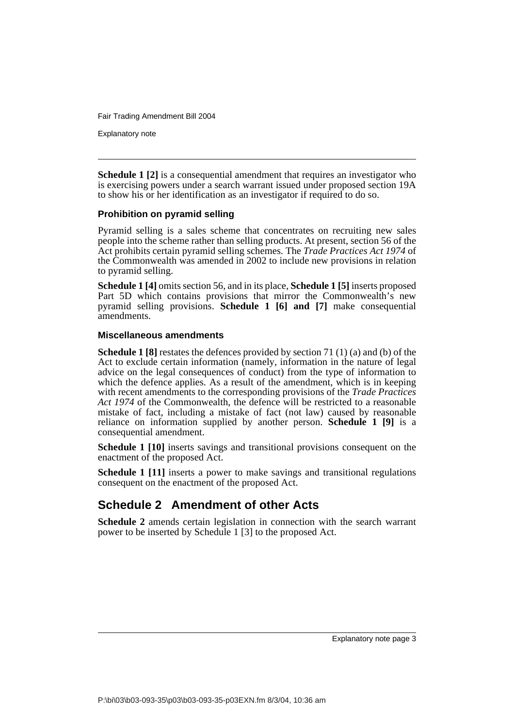**Schedule 1 [2]** is a consequential amendment that requires an investigator who is exercising powers under a search warrant issued under proposed section 19A to show his or her identification as an investigator if required to do so.

### Prohibition on pyramid selling

Pyramid selling is a sales scheme that concentrates on recruiting new sales people into the scheme rather than selling products. At present, section 56 of the Act prohibits certain pyramid selling schemes. The *Trade Practices Act 1974* of the Commonwealth was amended in 2002 to include new provisions in relation to pyramid selling.

**Schedule 1 [4]** omits section 56, and in its place, **Schedule 1 [5]** inserts proposed Part 5D which contains provisions that mirror the Commonwealth's new pyramid selling provisions. **Schedule 1 [6] and [7]** make consequential amendments.

### Miscellaneous amendments

**Schedule 1 [8]** restates the defences provided by section 71 (1) (a) and (b) of the Act to exclude certain information (namely, information in the nature of legal advice on the legal consequences of conduct) from the type of information to which the defence applies. As a result of the amendment, which is in keeping with recent amendments to the corresponding provisions of the *Trade Practices Act 1974* of the Commonwealth, the defence will be restricted to a reasonable mistake of fact, including a mistake of fact (not law) caused by reasonable reliance on information supplied by another person. **Schedule 1 [9]** is a consequential amendment.

**Schedule 1 [10]** inserts savings and transitional provisions consequent on the enactment of the proposed Act.

**Schedule 1 [11]** inserts a power to make savings and transitional regulations consequent on the enactment of the proposed Act.

## Schedule 2 Amendment of other Acts

**Schedule 2** amends certain legislation in connection with the search warrant power to be inserted by Schedule 1 [3] to the proposed Act.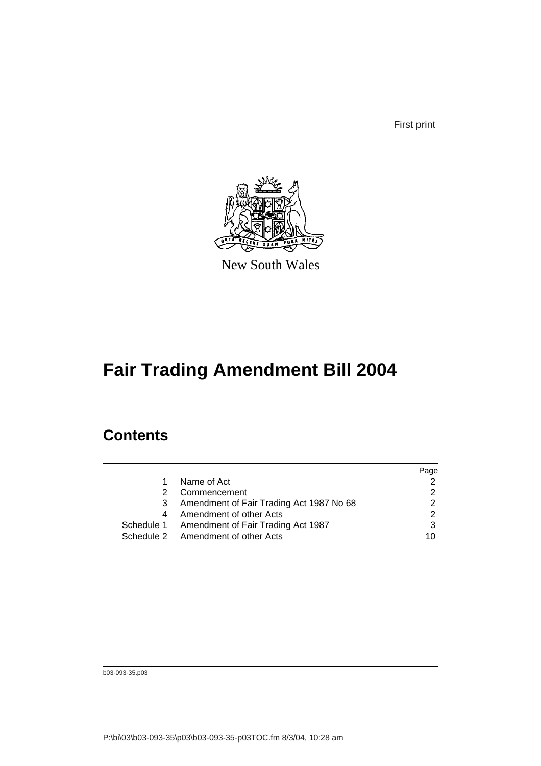First print

New South Wales

# Fair Trading Amendment Bill 2004

## Contents

| | | Page |
|---|---|---|
| 1 | Name of Act | 2 |
| 2 | Commencement | 2 |
| 3 | Amendment of Fair Trading Act 1987 No 68 | 2 |
| 4 | Amendment of other Acts | 2 |
| Schedule 1 | Amendment of Fair Trading Act 1987 | 3 |
| Schedule 2 | Amendment of other Acts | 10 |

b03-093-35.p03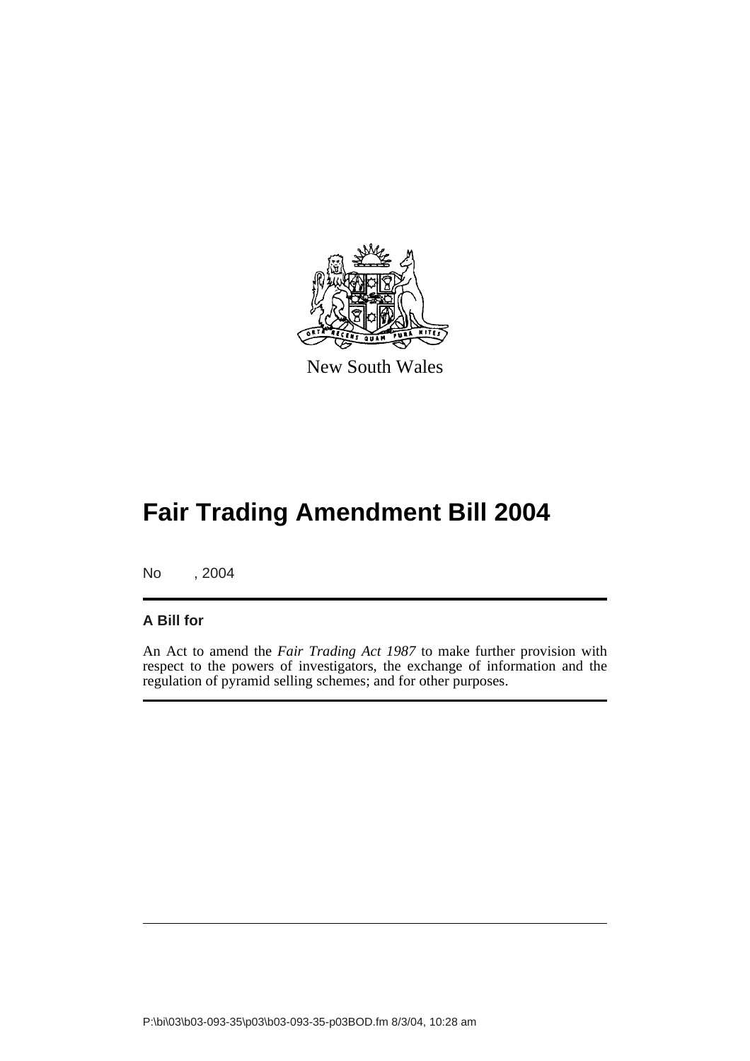New South Wales

# Fair Trading Amendment Bill 2004

No , 2004

**A Bill for**

An Act to amend the *Fair Trading Act 1987* to make further provision with respect to the powers of investigators, the exchange of information and the regulation of pyramid selling schemes; and for other purposes.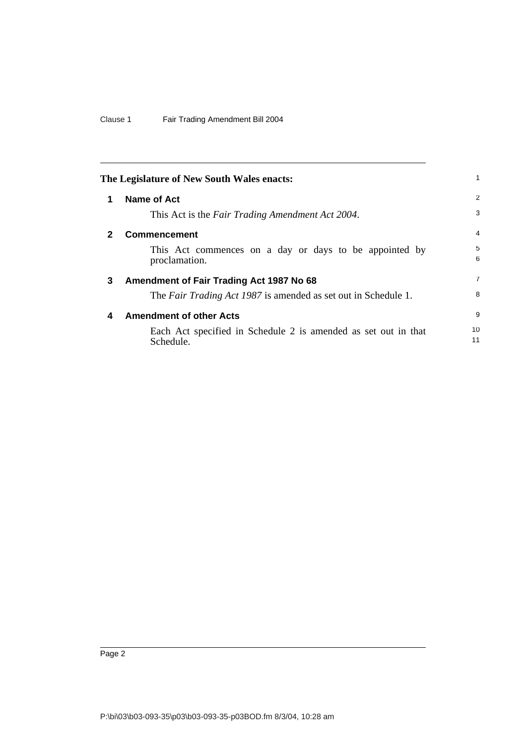The Legislature of New South Wales enacts:

## 1 Name of Act

This Act is the *Fair Trading Amendment Act 2004*.

## 2 Commencement

This Act commences on a day or days to be appointed by proclamation.

## 3 Amendment of Fair Trading Act 1987 No 68

The *Fair Trading Act 1987* is amended as set out in Schedule 1.

## 4 Amendment of other Acts

Each Act specified in Schedule 2 is amended as set out in that Schedule.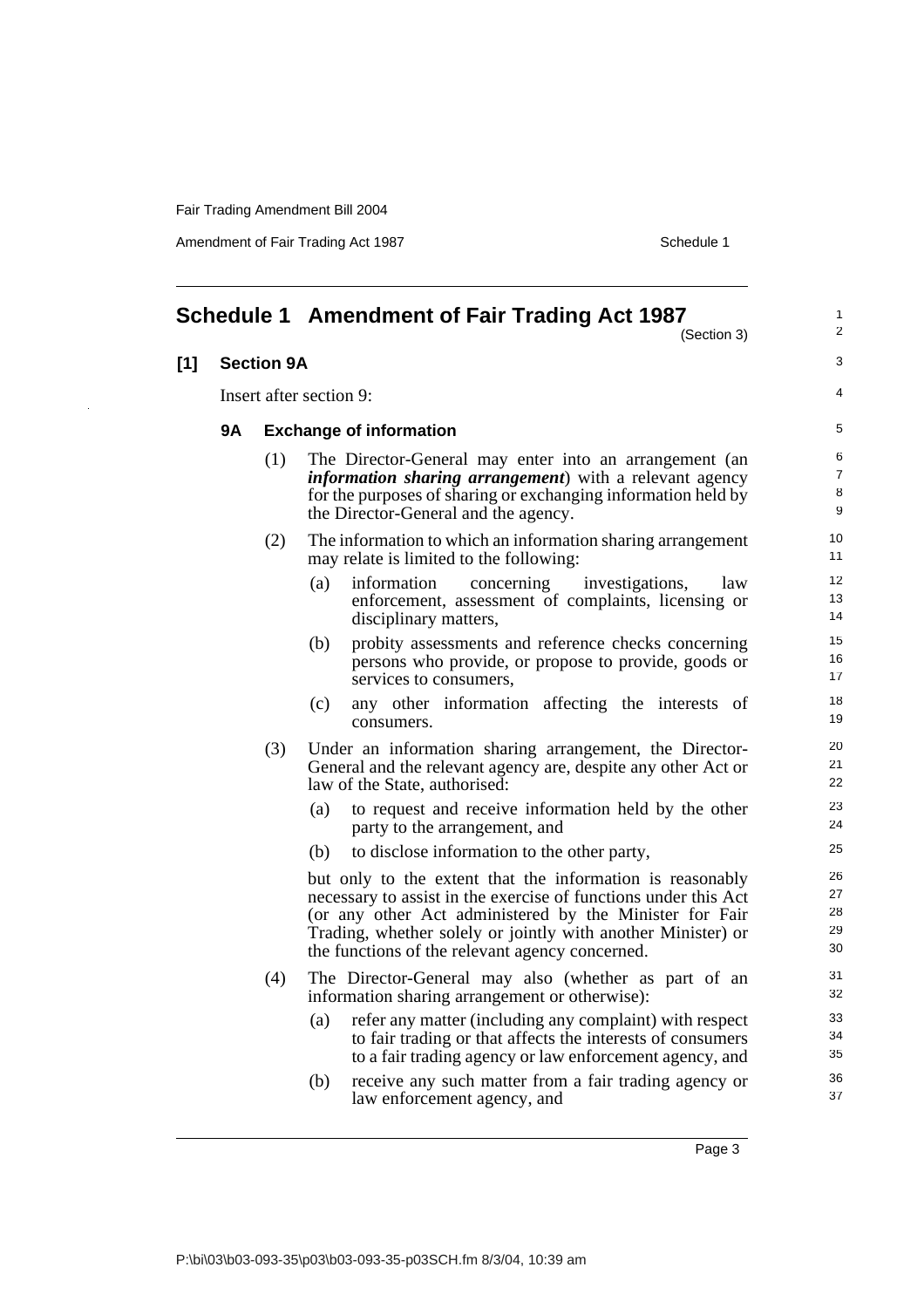# Schedule 1 Amendment of Fair Trading Act 1987

(Section 3)

## [1] Section 9A

Insert after section 9:

### 9A Exchange of information

(1) The Director-General may enter into an arrangement (an ***information sharing arrangement***) with a relevant agency for the purposes of sharing or exchanging information held by the Director-General and the agency.

(2) The information to which an information sharing arrangement may relate is limited to the following:

(a) information concerning investigations, law enforcement, assessment of complaints, licensing or disciplinary matters,

(b) probity assessments and reference checks concerning persons who provide, or propose to provide, goods or services to consumers,

(c) any other information affecting the interests of consumers.

(3) Under an information sharing arrangement, the Director-General and the relevant agency are, despite any other Act or law of the State, authorised:

(a) to request and receive information held by the other party to the arrangement, and

(b) to disclose information to the other party,

but only to the extent that the information is reasonably necessary to assist in the exercise of functions under this Act (or any other Act administered by the Minister for Fair Trading, whether solely or jointly with another Minister) or the functions of the relevant agency concerned.

(4) The Director-General may also (whether as part of an information sharing arrangement or otherwise):

(a) refer any matter (including any complaint) with respect to fair trading or that affects the interests of consumers to a fair trading agency or law enforcement agency, and

(b) receive any such matter from a fair trading agency or law enforcement agency, and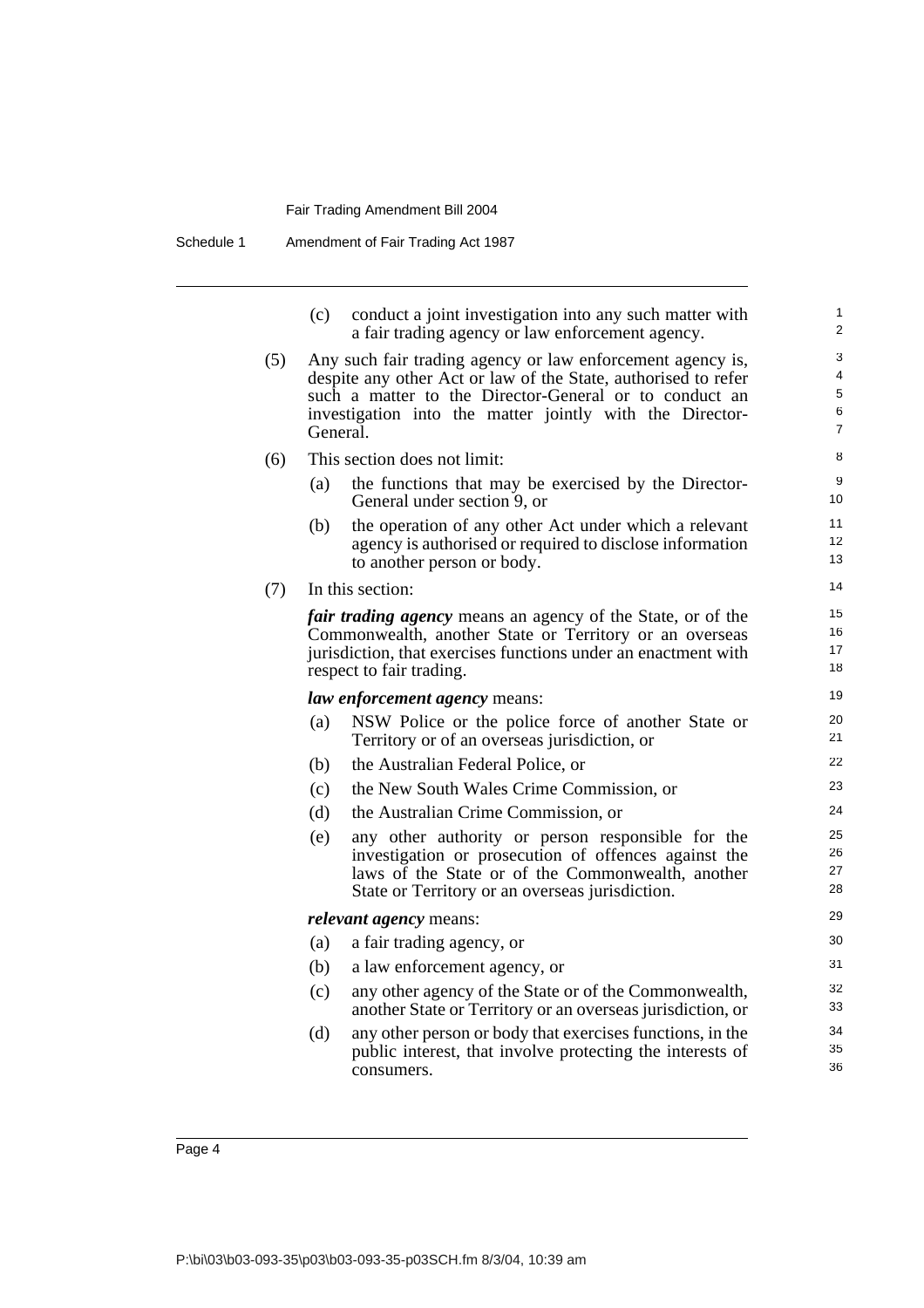(c) conduct a joint investigation into any such matter with a fair trading agency or law enforcement agency.

(5) Any such fair trading agency or law enforcement agency is, despite any other Act or law of the State, authorised to refer such a matter to the Director-General or to conduct an investigation into the matter jointly with the Director-General.

(6) This section does not limit:

(a) the functions that may be exercised by the Director-General under section 9, or

(b) the operation of any other Act under which a relevant agency is authorised or required to disclose information to another person or body.

(7) In this section:

***fair trading agency*** means an agency of the State, or of the Commonwealth, another State or Territory or an overseas jurisdiction, that exercises functions under an enactment with respect to fair trading.

***law enforcement agency*** means:

(a) NSW Police or the police force of another State or Territory or of an overseas jurisdiction, or

(b) the Australian Federal Police, or

(c) the New South Wales Crime Commission, or

(d) the Australian Crime Commission, or

(e) any other authority or person responsible for the investigation or prosecution of offences against the laws of the State or of the Commonwealth, another State or Territory or an overseas jurisdiction.

***relevant agency*** means:

(a) a fair trading agency, or

(b) a law enforcement agency, or

(c) any other agency of the State or of the Commonwealth, another State or Territory or an overseas jurisdiction, or

(d) any other person or body that exercises functions, in the public interest, that involve protecting the interests of consumers.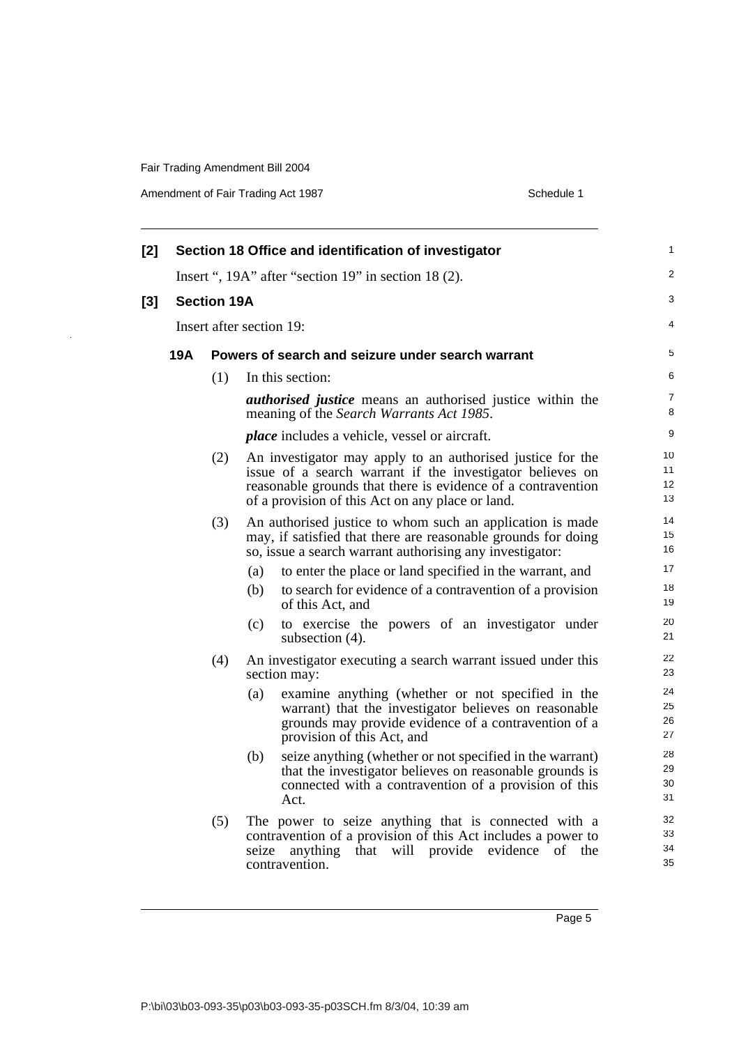**[2] Section 18 Office and identification of investigator**

Insert ", 19A" after "section 19" in section 18 (2).

**[3] Section 19A**

Insert after section 19:

**19A Powers of search and seizure under search warrant**

(1) In this section:

***authorised justice*** means an authorised justice within the meaning of the *Search Warrants Act 1985*.

***place*** includes a vehicle, vessel or aircraft.

(2) An investigator may apply to an authorised justice for the issue of a search warrant if the investigator believes on reasonable grounds that there is evidence of a contravention of a provision of this Act on any place or land.

(3) An authorised justice to whom such an application is made may, if satisfied that there are reasonable grounds for doing so, issue a search warrant authorising any investigator:

- (a) to enter the place or land specified in the warrant, and
- (b) to search for evidence of a contravention of a provision of this Act, and
- (c) to exercise the powers of an investigator under subsection (4).

(4) An investigator executing a search warrant issued under this section may:

- (a) examine anything (whether or not specified in the warrant) that the investigator believes on reasonable grounds may provide evidence of a contravention of a provision of this Act, and
- (b) seize anything (whether or not specified in the warrant) that the investigator believes on reasonable grounds is connected with a contravention of a provision of this Act.

(5) The power to seize anything that is connected with a contravention of a provision of this Act includes a power to seize anything that will provide evidence of the contravention.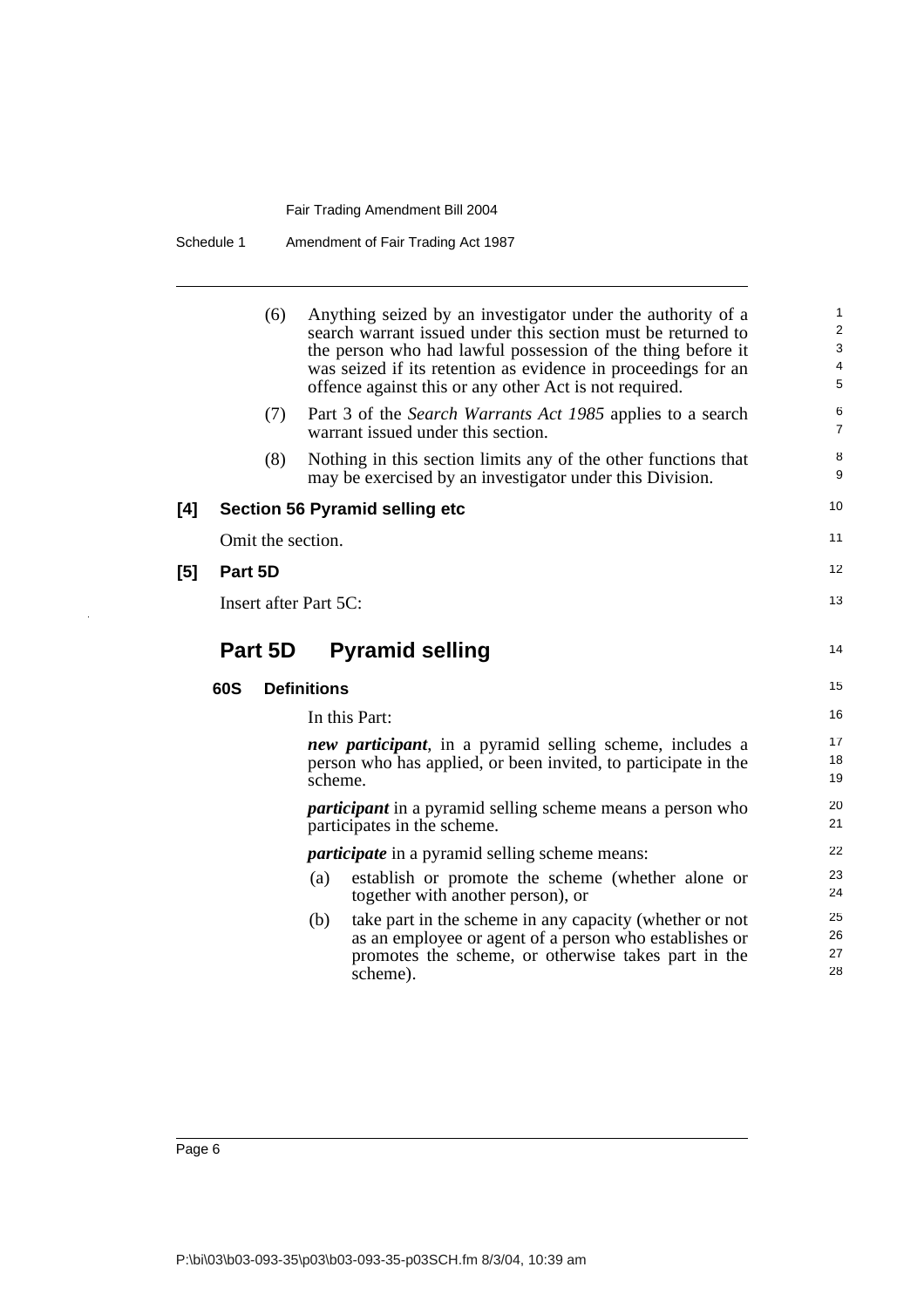(6) Anything seized by an investigator under the authority of a search warrant issued under this section must be returned to the person who had lawful possession of the thing before it was seized if its retention as evidence in proceedings for an offence against this or any other Act is not required.

(7) Part 3 of the *Search Warrants Act 1985* applies to a search warrant issued under this section.

(8) Nothing in this section limits any of the other functions that may be exercised by an investigator under this Division.

**[4] Section 56 Pyramid selling etc**

Omit the section.

**[5] Part 5D**

Insert after Part 5C:

## Part 5D Pyramid selling

### 60S Definitions

In this Part:

***new participant***, in a pyramid selling scheme, includes a person who has applied, or been invited, to participate in the scheme.

***participant*** in a pyramid selling scheme means a person who participates in the scheme.

***participate*** in a pyramid selling scheme means:

(a) establish or promote the scheme (whether alone or together with another person), or

(b) take part in the scheme in any capacity (whether or not as an employee or agent of a person who establishes or promotes the scheme, or otherwise takes part in the scheme).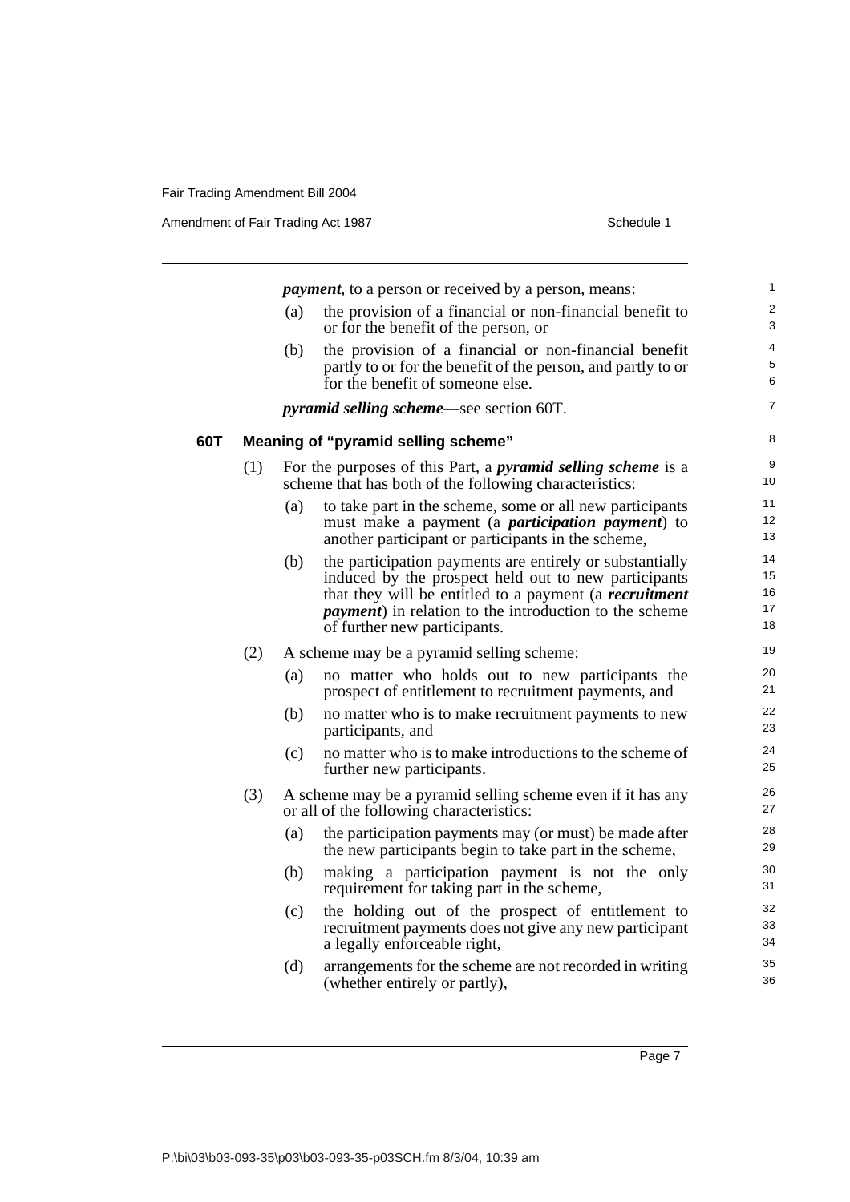***payment***, to a person or received by a person, means:

(a) the provision of a financial or non-financial benefit to or for the benefit of the person, or

(b) the provision of a financial or non-financial benefit partly to or for the benefit of the person, and partly to or for the benefit of someone else.

***pyramid selling scheme***—see section 60T.

### 60T Meaning of "pyramid selling scheme"

(1) For the purposes of this Part, a ***pyramid selling scheme*** is a scheme that has both of the following characteristics:

(a) to take part in the scheme, some or all new participants must make a payment (a ***participation payment***) to another participant or participants in the scheme,

(b) the participation payments are entirely or substantially induced by the prospect held out to new participants that they will be entitled to a payment (a ***recruitment payment***) in relation to the introduction to the scheme of further new participants.

(2) A scheme may be a pyramid selling scheme:

(a) no matter who holds out to new participants the prospect of entitlement to recruitment payments, and

(b) no matter who is to make recruitment payments to new participants, and

(c) no matter who is to make introductions to the scheme of further new participants.

(3) A scheme may be a pyramid selling scheme even if it has any or all of the following characteristics:

(a) the participation payments may (or must) be made after the new participants begin to take part in the scheme,

(b) making a participation payment is not the only requirement for taking part in the scheme,

(c) the holding out of the prospect of entitlement to recruitment payments does not give any new participant a legally enforceable right,

(d) arrangements for the scheme are not recorded in writing (whether entirely or partly),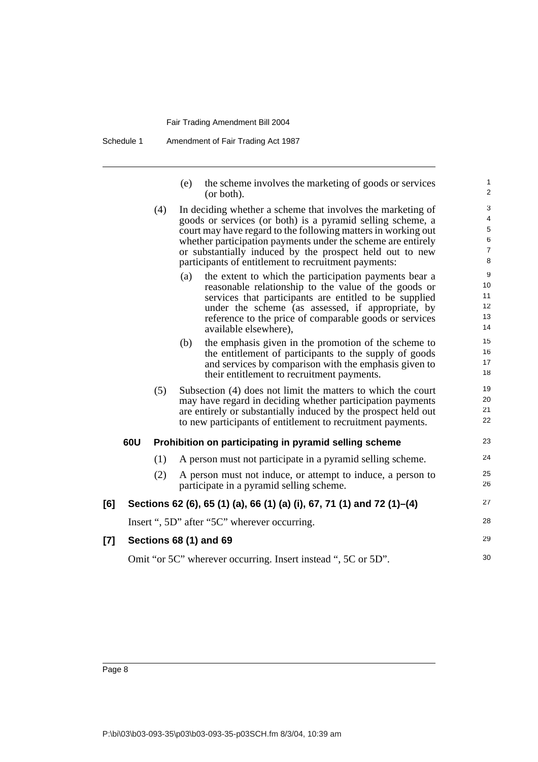(e) the scheme involves the marketing of goods or services (or both).

(4) In deciding whether a scheme that involves the marketing of goods or services (or both) is a pyramid selling scheme, a court may have regard to the following matters in working out whether participation payments under the scheme are entirely or substantially induced by the prospect held out to new participants of entitlement to recruitment payments:

(a) the extent to which the participation payments bear a reasonable relationship to the value of the goods or services that participants are entitled to be supplied under the scheme (as assessed, if appropriate, by reference to the price of comparable goods or services available elsewhere),

(b) the emphasis given in the promotion of the scheme to the entitlement of participants to the supply of goods and services by comparison with the emphasis given to their entitlement to recruitment payments.

(5) Subsection (4) does not limit the matters to which the court may have regard in deciding whether participation payments are entirely or substantially induced by the prospect held out to new participants of entitlement to recruitment payments.

### 60U Prohibition on participating in pyramid selling scheme

(1) A person must not participate in a pyramid selling scheme.

(2) A person must not induce, or attempt to induce, a person to participate in a pyramid selling scheme.

## [6] Sections 62 (6), 65 (1) (a), 66 (1) (a) (i), 67, 71 (1) and 72 (1)–(4)

Insert ", 5D" after "5C" wherever occurring.

## [7] Sections 68 (1) and 69

Omit "or 5C" wherever occurring. Insert instead ", 5C or 5D".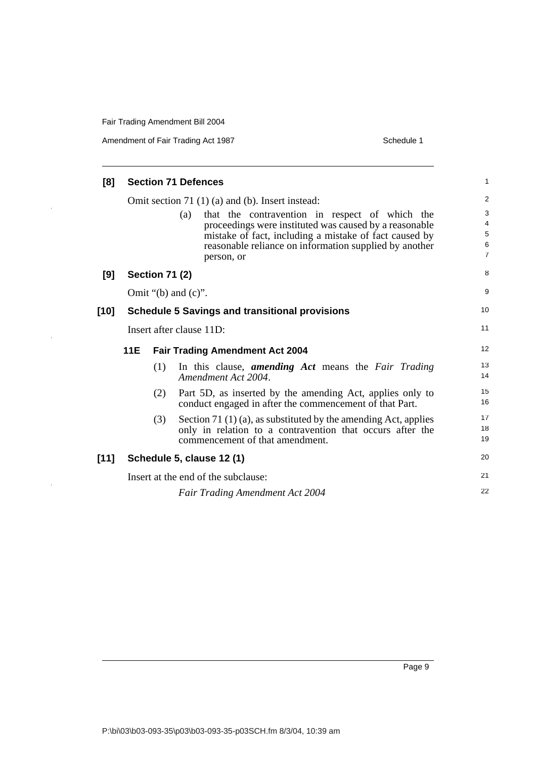**[8] Section 71 Defences**

Omit section 71 (1) (a) and (b). Insert instead:

(a) that the contravention in respect of which the proceedings were instituted was caused by a reasonable mistake of fact, including a mistake of fact caused by reasonable reliance on information supplied by another person, or

**[9] Section 71 (2)**

Omit "(b) and (c)".

**[10] Schedule 5 Savings and transitional provisions**

Insert after clause 11D:

**11E Fair Trading Amendment Act 2004**

(1) In this clause, ***amending Act*** means the *Fair Trading Amendment Act 2004*.

(2) Part 5D, as inserted by the amending Act, applies only to conduct engaged in after the commencement of that Part.

(3) Section 71 (1) (a), as substituted by the amending Act, applies only in relation to a contravention that occurs after the commencement of that amendment.

**[11] Schedule 5, clause 12 (1)**

Insert at the end of the subclause:

*Fair Trading Amendment Act 2004*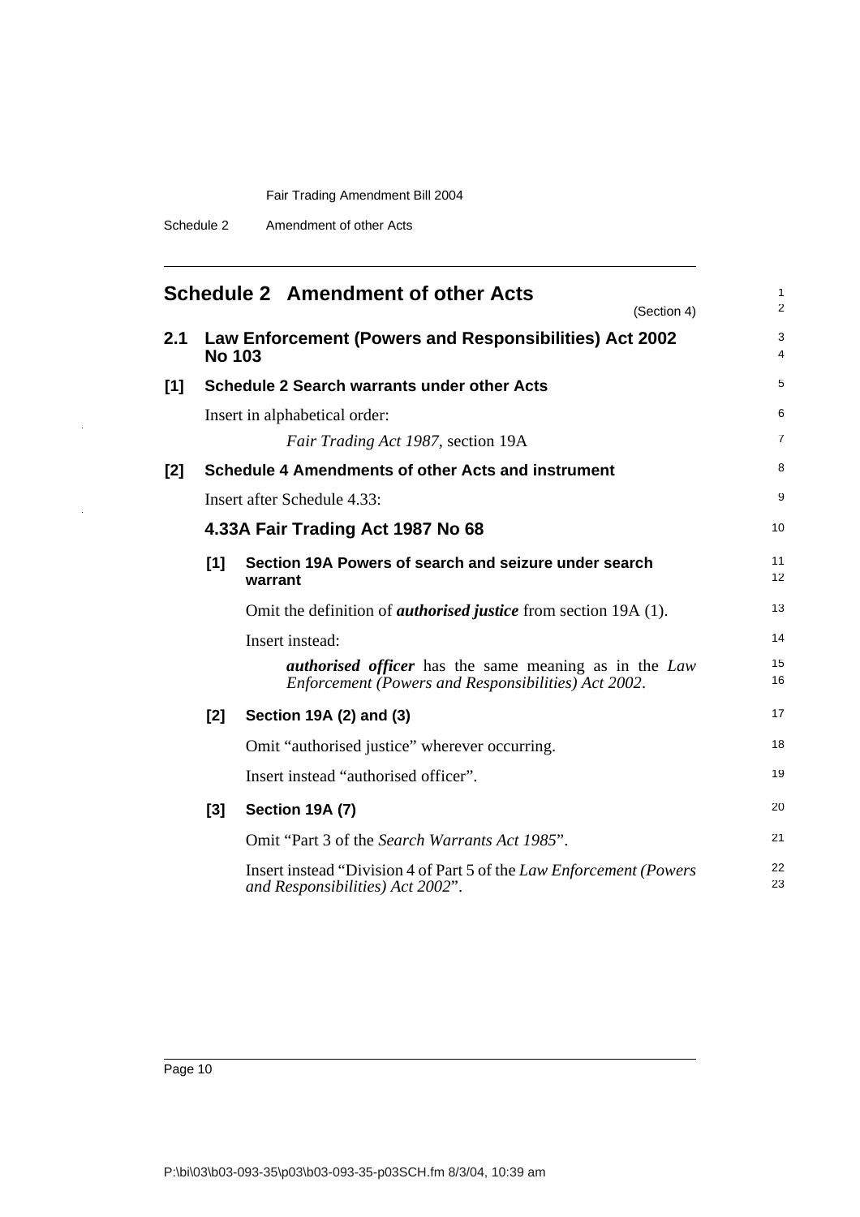# Schedule 2 Amendment of other Acts

(Section 4)

## 2.1 Law Enforcement (Powers and Responsibilities) Act 2002 No 103

### [1] Schedule 2 Search warrants under other Acts

Insert in alphabetical order:

> *Fair Trading Act 1987*, section 19A

### [2] Schedule 4 Amendments of other Acts and instrument

Insert after Schedule 4.33:

### 4.33A Fair Trading Act 1987 No 68

#### [1] Section 19A Powers of search and seizure under search warrant

Omit the definition of ***authorised justice*** from section 19A (1).

Insert instead:

> ***authorised officer*** has the same meaning as in the *Law Enforcement (Powers and Responsibilities) Act 2002*.

#### [2] Section 19A (2) and (3)

Omit "authorised justice" wherever occurring.

Insert instead "authorised officer".

#### [3] Section 19A (7)

Omit "Part 3 of the *Search Warrants Act 1985*".

Insert instead "Division 4 of Part 5 of the *Law Enforcement (Powers and Responsibilities) Act 2002*".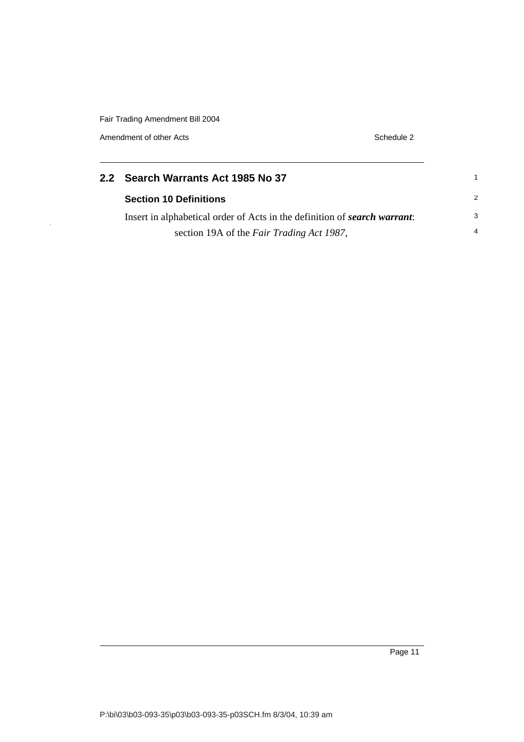## 2.2 Search Warrants Act 1985 No 37

### Section 10 Definitions

Insert in alphabetical order of Acts in the definition of ***search warrant***:

section 19A of the *Fair Trading Act 1987*,